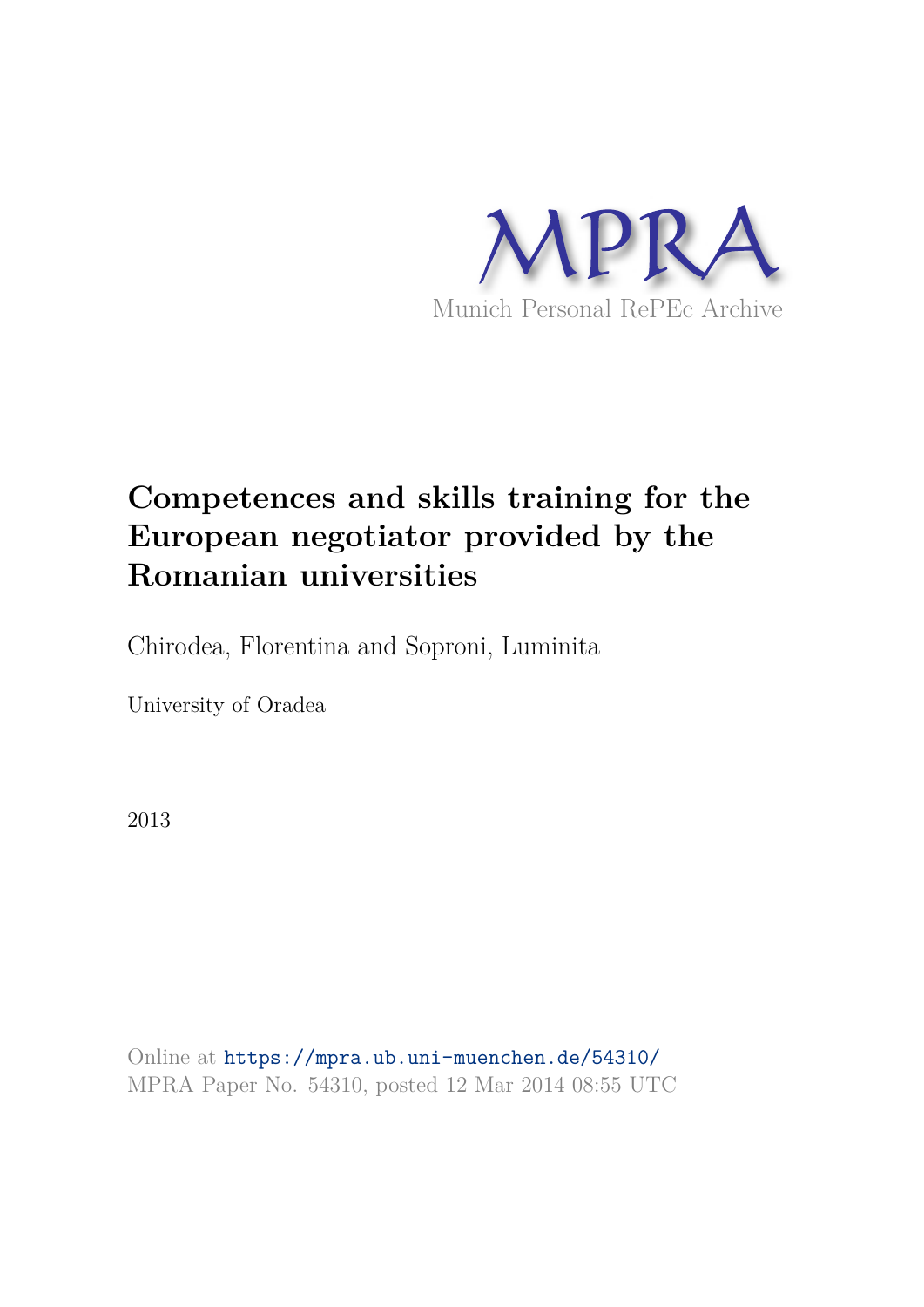MPRA

Munich Personal RePEc Archive

# Competences and skills training for the European negotiator provided by the Romanian universities

Chirodea, Florentina and Soproni, Luminita

University of Oradea

2013

Online at https://mpra.ub.uni-muenchen.de/54310/
MPRA Paper No. 54310, posted 12 Mar 2014 08:55 UTC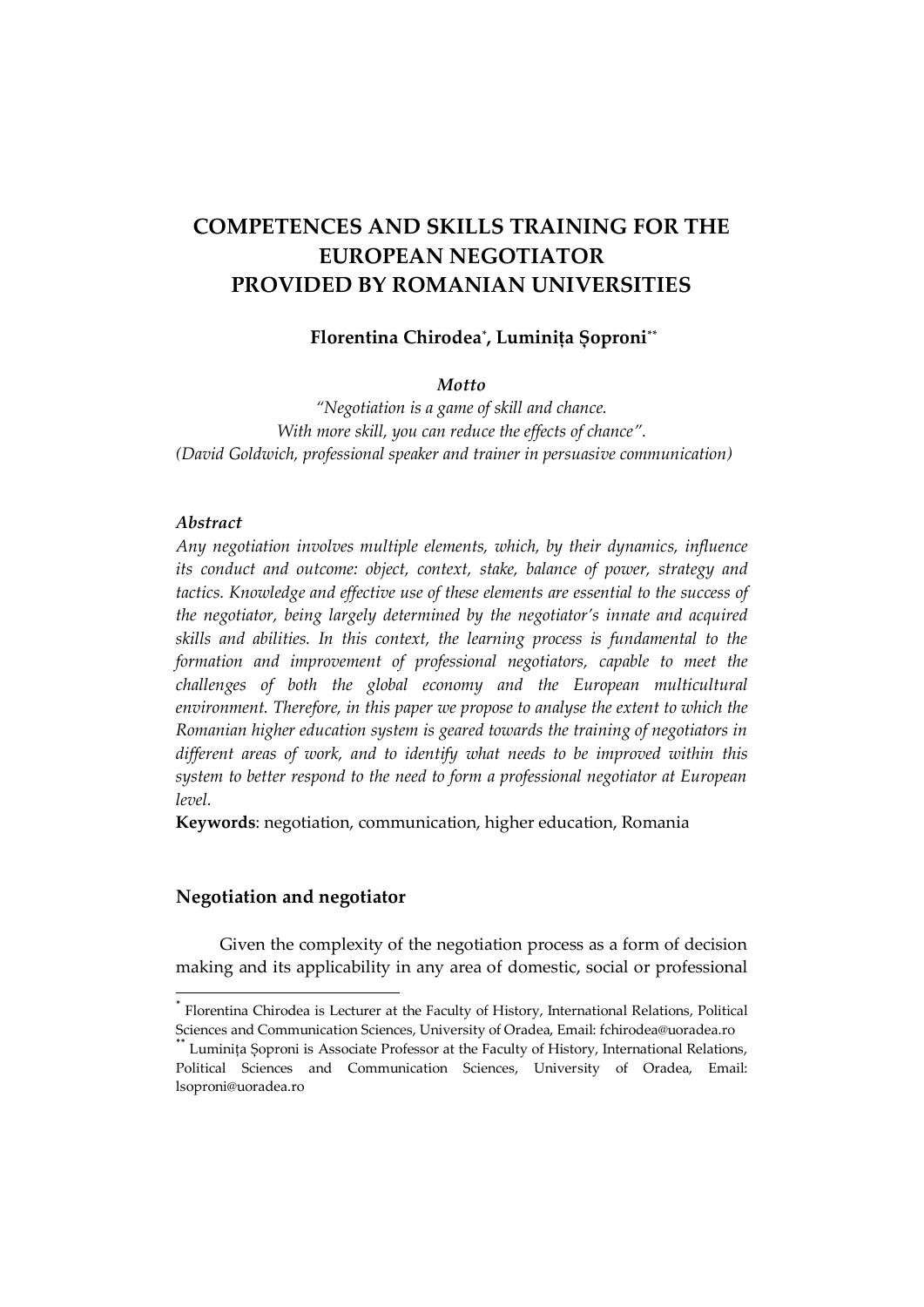# COMPETENCES AND SKILLS TRAINING FOR THE EUROPEAN NEGOTIATOR PROVIDED BY ROMANIAN UNIVERSITIES

**Florentina Chirodea**[*]**, Luminița Șoproni**[**]

***Motto***

*"Negotiation is a game of skill and chance.*
*With more skill, you can reduce the effects of chance".*
*(David Goldwich, professional speaker and trainer in persuasive communication)*

### *Abstract*

*Any negotiation involves multiple elements, which, by their dynamics, influence its conduct and outcome: object, context, stake, balance of power, strategy and tactics. Knowledge and effective use of these elements are essential to the success of the negotiator, being largely determined by the negotiator's innate and acquired skills and abilities. In this context, the learning process is fundamental to the formation and improvement of professional negotiators, capable to meet the challenges of both the global economy and the European multicultural environment. Therefore, in this paper we propose to analyse the extent to which the Romanian higher education system is geared towards the training of negotiators in different areas of work, and to identify what needs to be improved within this system to better respond to the need to form a professional negotiator at European level.*

**Keywords**: negotiation, communication, higher education, Romania

### Negotiation and negotiator

Given the complexity of the negotiation process as a form of decision making and its applicability in any area of domestic, social or professional

[*] Florentina Chirodea is Lecturer at the Faculty of History, International Relations, Political Sciences and Communication Sciences, University of Oradea, Email: fchirodea@uoradea.ro

[**] Luminița Șoproni is Associate Professor at the Faculty of History, International Relations, Political Sciences and Communication Sciences, University of Oradea, Email: lsoproni@uoradea.ro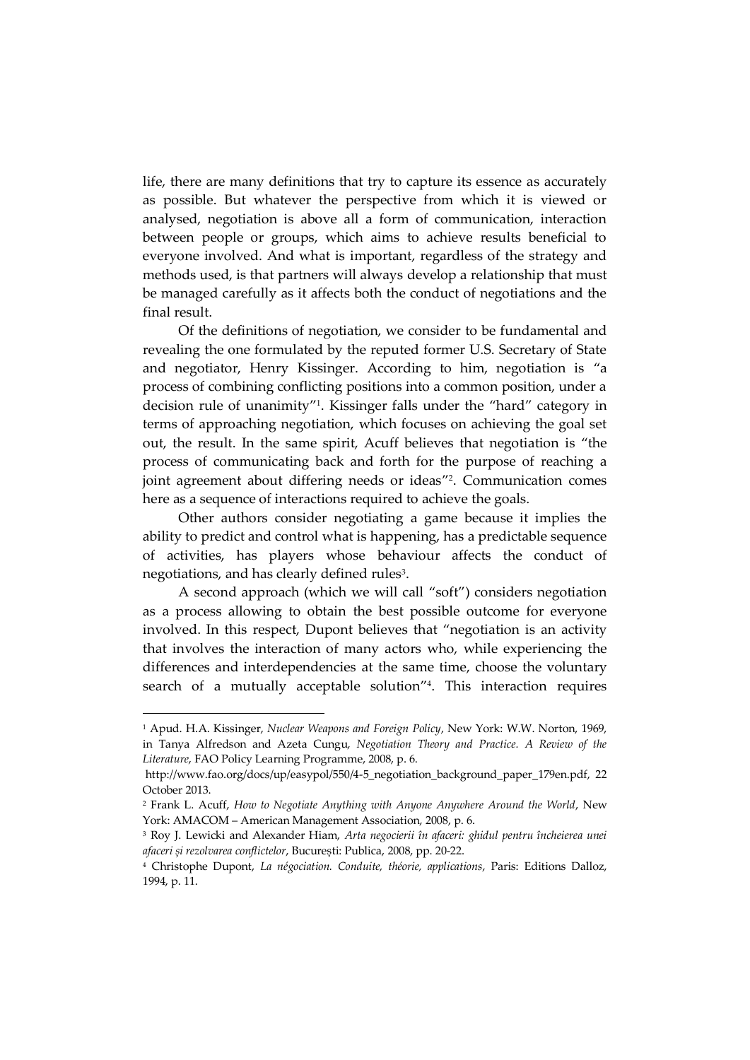life, there are many definitions that try to capture its essence as accurately as possible. But whatever the perspective from which it is viewed or analysed, negotiation is above all a form of communication, interaction between people or groups, which aims to achieve results beneficial to everyone involved. And what is important, regardless of the strategy and methods used, is that partners will always develop a relationship that must be managed carefully as it affects both the conduct of negotiations and the final result.

Of the definitions of negotiation, we consider to be fundamental and revealing the one formulated by the reputed former U.S. Secretary of State and negotiator, Henry Kissinger. According to him, negotiation is "a process of combining conflicting positions into a common position, under a decision rule of unanimity"[1]. Kissinger falls under the "hard" category in terms of approaching negotiation, which focuses on achieving the goal set out, the result. In the same spirit, Acuff believes that negotiation is "the process of communicating back and forth for the purpose of reaching a joint agreement about differing needs or ideas"[2]. Communication comes here as a sequence of interactions required to achieve the goals.

Other authors consider negotiating a game because it implies the ability to predict and control what is happening, has a predictable sequence of activities, has players whose behaviour affects the conduct of negotiations, and has clearly defined rules[3].

A second approach (which we will call "soft") considers negotiation as a process allowing to obtain the best possible outcome for everyone involved. In this respect, Dupont believes that "negotiation is an activity that involves the interaction of many actors who, while experiencing the differences and interdependencies at the same time, choose the voluntary search of a mutually acceptable solution"[4]. This interaction requires

---

[1] Apud. H.A. Kissinger, *Nuclear Weapons and Foreign Policy*, New York: W.W. Norton, 1969, in Tanya Alfredson and Azeta Cungu, *Negotiation Theory and Practice. A Review of the Literature*, FAO Policy Learning Programme, 2008, p. 6.
http://www.fao.org/docs/up/easypol/550/4-5_negotiation_background_paper_179en.pdf, 22 October 2013.

[2] Frank L. Acuff, *How to Negotiate Anything with Anyone Anywhere Around the World*, New York: AMACOM – American Management Association, 2008, p. 6.

[3] Roy J. Lewicki and Alexander Hiam, *Arta negocierii în afaceri: ghidul pentru încheierea unei afaceri și rezolvarea conflictelor*, București: Publica, 2008, pp. 20-22.

[4] Christophe Dupont, *La négociation. Conduite, théorie, applications*, Paris: Editions Dalloz, 1994, p. 11.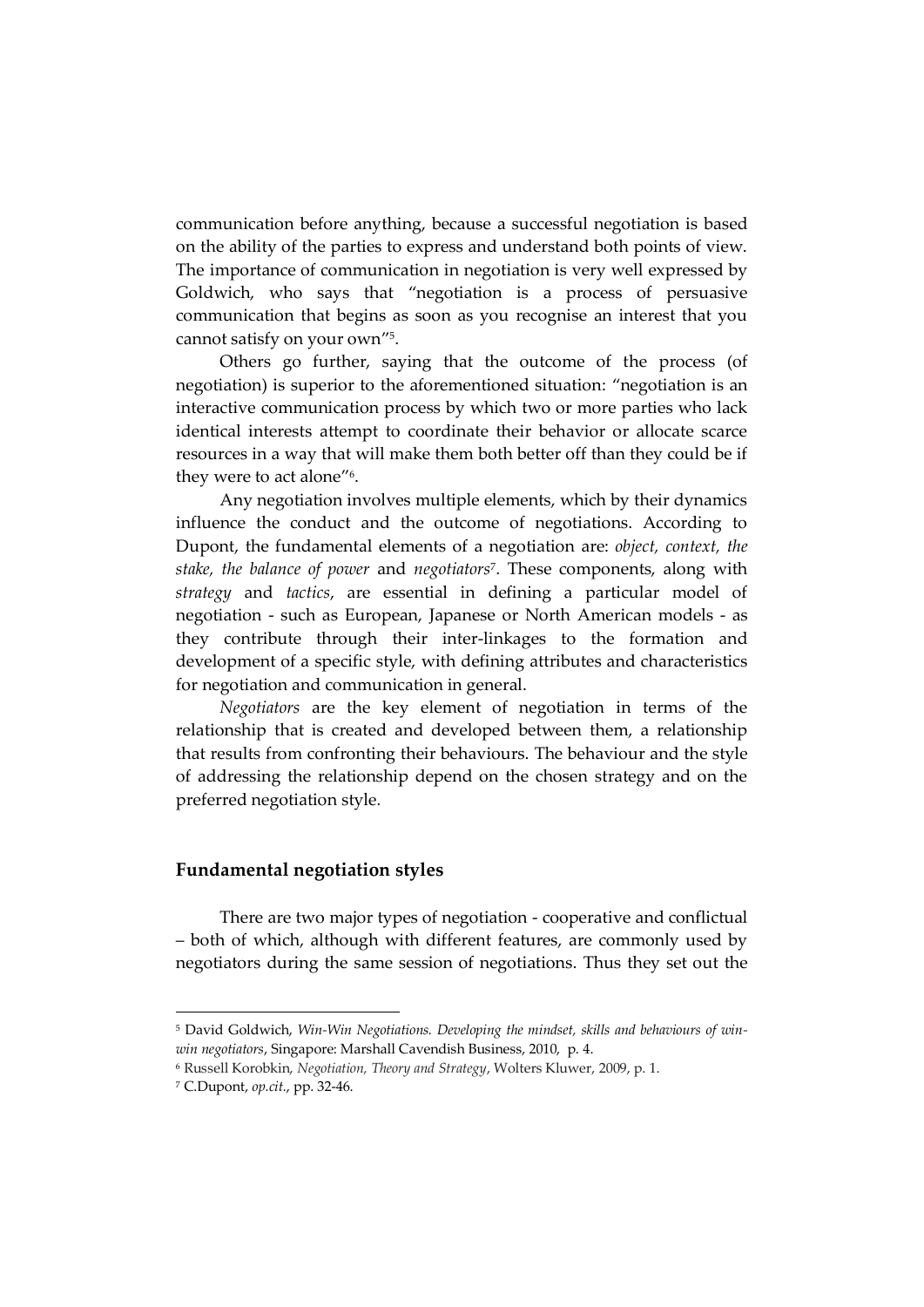communication before anything, because a successful negotiation is based on the ability of the parties to express and understand both points of view. The importance of communication in negotiation is very well expressed by Goldwich, who says that "negotiation is a process of persuasive communication that begins as soon as you recognise an interest that you cannot satisfy on your own"[5].

Others go further, saying that the outcome of the process (of negotiation) is superior to the aforementioned situation: "negotiation is an interactive communication process by which two or more parties who lack identical interests attempt to coordinate their behavior or allocate scarce resources in a way that will make them both better off than they could be if they were to act alone"[6].

Any negotiation involves multiple elements, which by their dynamics influence the conduct and the outcome of negotiations. According to Dupont, the fundamental elements of a negotiation are: *object, context, the stake, the balance of power* and *negotiators*[7]. These components, along with *strategy* and *tactics*, are essential in defining a particular model of negotiation - such as European, Japanese or North American models - as they contribute through their inter-linkages to the formation and development of a specific style, with defining attributes and characteristics for negotiation and communication in general.

*Negotiators* are the key element of negotiation in terms of the relationship that is created and developed between them, a relationship that results from confronting their behaviours. The behaviour and the style of addressing the relationship depend on the chosen strategy and on the preferred negotiation style.

## Fundamental negotiation styles

There are two major types of negotiation - cooperative and conflictual – both of which, although with different features, are commonly used by negotiators during the same session of negotiations. Thus they set out the

---

[5] David Goldwich, *Win-Win Negotiations. Developing the mindset, skills and behaviours of win-win negotiators*, Singapore: Marshall Cavendish Business, 2010, p. 4.

[6] Russell Korobkin, *Negotiation, Theory and Strategy*, Wolters Kluwer, 2009, p. 1.

[7] C.Dupont, *op.cit.*, pp. 32-46.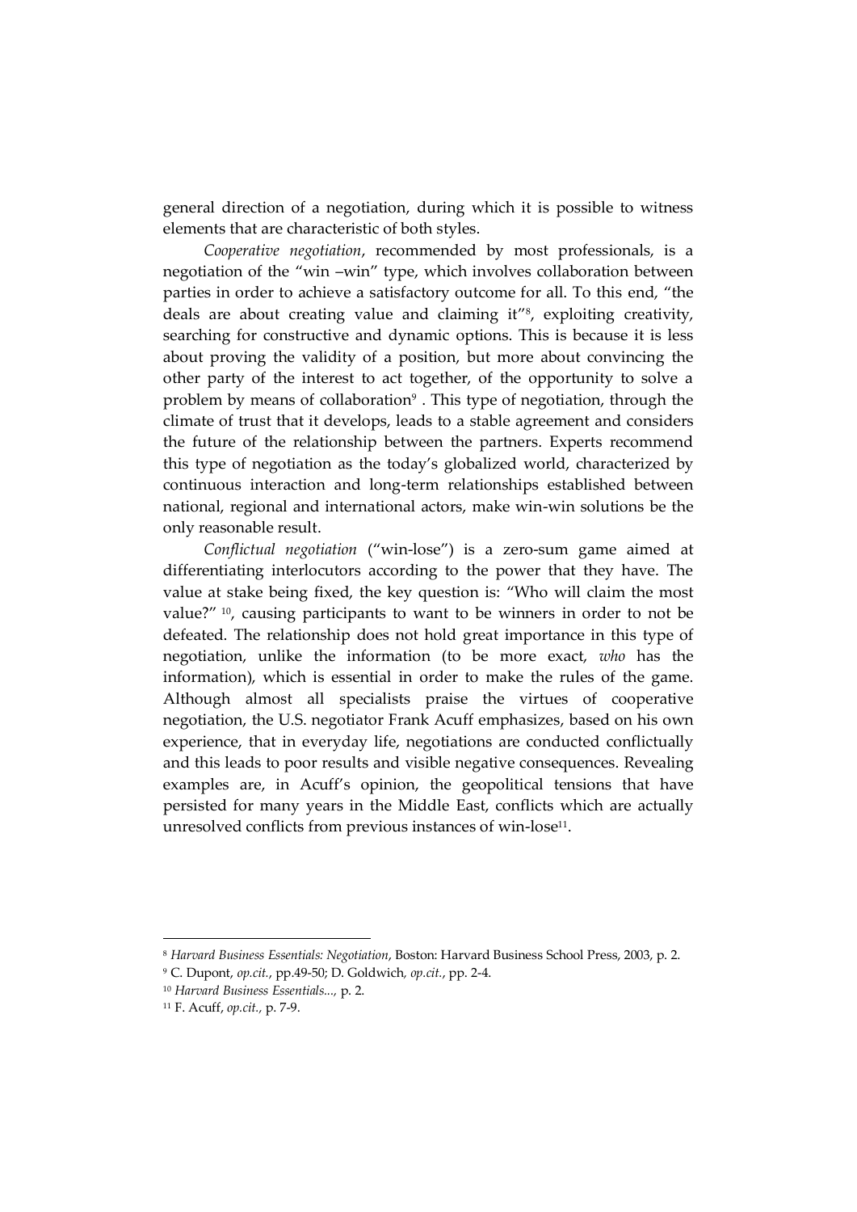general direction of a negotiation, during which it is possible to witness elements that are characteristic of both styles.

*Cooperative negotiation*, recommended by most professionals, is a negotiation of the "win –win" type, which involves collaboration between parties in order to achieve a satisfactory outcome for all. To this end, "the deals are about creating value and claiming it"[8], exploiting creativity, searching for constructive and dynamic options. This is because it is less about proving the validity of a position, but more about convincing the other party of the interest to act together, of the opportunity to solve a problem by means of collaboration[9] . This type of negotiation, through the climate of trust that it develops, leads to a stable agreement and considers the future of the relationship between the partners. Experts recommend this type of negotiation as the today's globalized world, characterized by continuous interaction and long-term relationships established between national, regional and international actors, make win-win solutions be the only reasonable result.

*Conflictual negotiation* ("win-lose") is a zero-sum game aimed at differentiating interlocutors according to the power that they have. The value at stake being fixed, the key question is: "Who will claim the most value?" [10], causing participants to want to be winners in order to not be defeated. The relationship does not hold great importance in this type of negotiation, unlike the information (to be more exact, *who* has the information), which is essential in order to make the rules of the game. Although almost all specialists praise the virtues of cooperative negotiation, the U.S. negotiator Frank Acuff emphasizes, based on his own experience, that in everyday life, negotiations are conducted conflictually and this leads to poor results and visible negative consequences. Revealing examples are, in Acuff's opinion, the geopolitical tensions that have persisted for many years in the Middle East, conflicts which are actually unresolved conflicts from previous instances of win-lose[11].

---

[8] *Harvard Business Essentials: Negotiation*, Boston: Harvard Business School Press, 2003, p. 2.

[9] C. Dupont, *op.cit.*, pp.49-50; D. Goldwich, *op.cit.*, pp. 2-4.

[10] *Harvard Business Essentials...*, p. 2.

[11] F. Acuff, *op.cit.*, p. 7-9.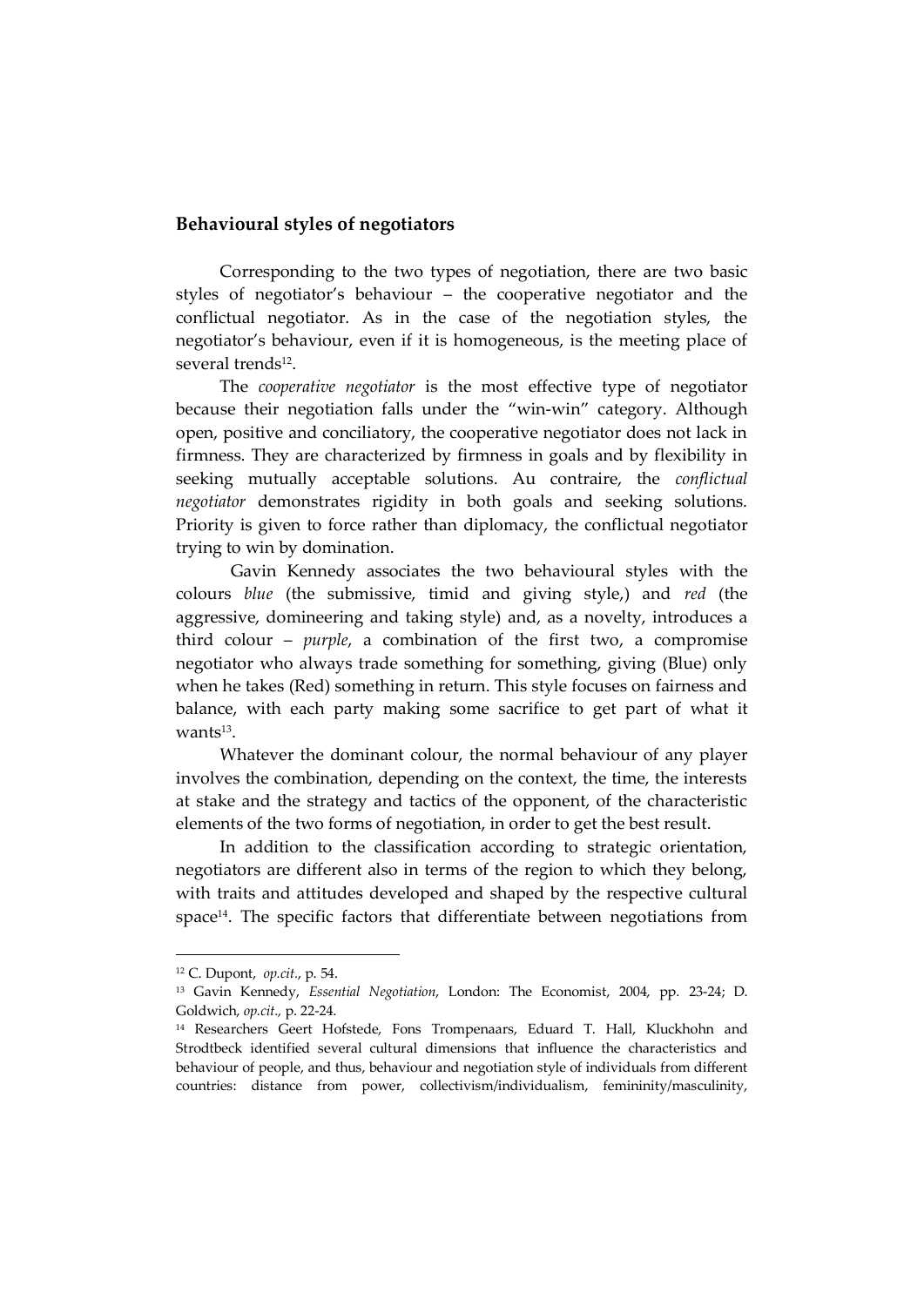## Behavioural styles of negotiators

Corresponding to the two types of negotiation, there are two basic styles of negotiator's behaviour – the cooperative negotiator and the conflictual negotiator. As in the case of the negotiation styles, the negotiator's behaviour, even if it is homogeneous, is the meeting place of several trends[12].

The *cooperative negotiator* is the most effective type of negotiator because their negotiation falls under the "win-win" category. Although open, positive and conciliatory, the cooperative negotiator does not lack in firmness. They are characterized by firmness in goals and by flexibility in seeking mutually acceptable solutions. Au contraire, the *conflictual negotiator* demonstrates rigidity in both goals and seeking solutions. Priority is given to force rather than diplomacy, the conflictual negotiator trying to win by domination.

Gavin Kennedy associates the two behavioural styles with the colours *blue* (the submissive, timid and giving style,) and *red* (the aggressive, domineering and taking style) and, as a novelty, introduces a third colour – *purple*, a combination of the first two, a compromise negotiator who always trade something for something, giving (Blue) only when he takes (Red) something in return. This style focuses on fairness and balance, with each party making some sacrifice to get part of what it wants[13].

Whatever the dominant colour, the normal behaviour of any player involves the combination, depending on the context, the time, the interests at stake and the strategy and tactics of the opponent, of the characteristic elements of the two forms of negotiation, in order to get the best result.

In addition to the classification according to strategic orientation, negotiators are different also in terms of the region to which they belong, with traits and attitudes developed and shaped by the respective cultural space[14]. The specific factors that differentiate between negotiations from

---

[12] C. Dupont, *op.cit.*, p. 54.

[13] Gavin Kennedy, *Essential Negotiation*, London: The Economist, 2004, pp. 23-24; D. Goldwich, *op.cit.*, p. 22-24.

[14] Researchers Geert Hofstede, Fons Trompenaars, Eduard T. Hall, Kluckhohn and Strodtbeck identified several cultural dimensions that influence the characteristics and behaviour of people, and thus, behaviour and negotiation style of individuals from different countries: distance from power, collectivism/individualism, femininity/masculinity,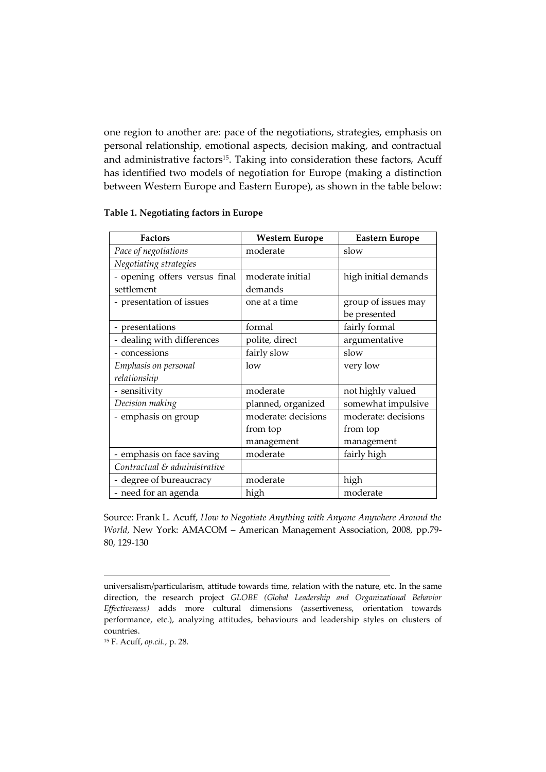one region to another are: pace of the negotiations, strategies, emphasis on personal relationship, emotional aspects, decision making, and contractual and administrative factors[15]. Taking into consideration these factors, Acuff has identified two models of negotiation for Europe (making a distinction between Western Europe and Eastern Europe), as shown in the table below:

**Table 1. Negotiating factors in Europe**

| Factors | Western Europe | Eastern Europe |
|---|---|---|
| *Pace of negotiations* | moderate | slow |
| *Negotiating strategies* | | |
| - opening offers versus final settlement | moderate initial demands | high initial demands |
| - presentation of issues | one at a time | group of issues may be presented |
| - presentations | formal | fairly formal |
| - dealing with differences | polite, direct | argumentative |
| - concessions | fairly slow | slow |
| *Emphasis on personal relationship* | low | very low |
| - sensitivity | moderate | not highly valued |
| *Decision making* | planned, organized | somewhat impulsive |
| - emphasis on group | moderate: decisions from top management | moderate: decisions from top management |
| - emphasis on face saving | moderate | fairly high |
| *Contractual & administrative* | | |
| - degree of bureaucracy | moderate | high |
| - need for an agenda | high | moderate |

Source: Frank L. Acuff, *How to Negotiate Anything with Anyone Anywhere Around the World*, New York: AMACOM – American Management Association, 2008, pp.79-80, 129-130

---

universalism/particularism, attitude towards time, relation with the nature, etc. In the same direction, the research project *GLOBE (Global Leadership and Organizational Behavior Effectiveness)* adds more cultural dimensions (assertiveness, orientation towards performance, etc.), analyzing attitudes, behaviours and leadership styles on clusters of countries.

[15] F. Acuff, *op.cit.*, p. 28.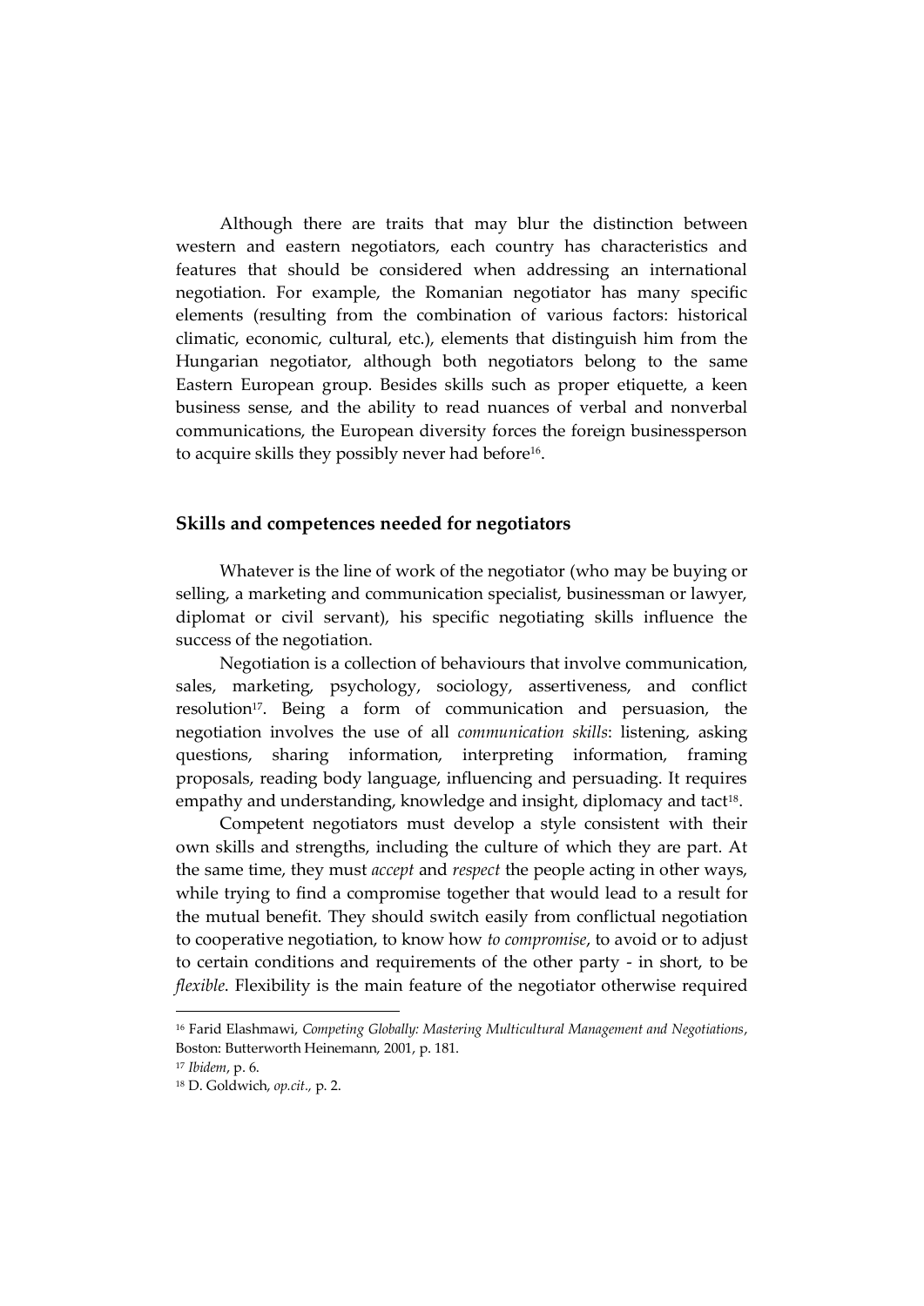Although there are traits that may blur the distinction between western and eastern negotiators, each country has characteristics and features that should be considered when addressing an international negotiation. For example, the Romanian negotiator has many specific elements (resulting from the combination of various factors: historical climatic, economic, cultural, etc.), elements that distinguish him from the Hungarian negotiator, although both negotiators belong to the same Eastern European group. Besides skills such as proper etiquette, a keen business sense, and the ability to read nuances of verbal and nonverbal communications, the European diversity forces the foreign businessperson to acquire skills they possibly never had before[16].

## Skills and competences needed for negotiators

Whatever is the line of work of the negotiator (who may be buying or selling, a marketing and communication specialist, businessman or lawyer, diplomat or civil servant), his specific negotiating skills influence the success of the negotiation.

Negotiation is a collection of behaviours that involve communication, sales, marketing, psychology, sociology, assertiveness, and conflict resolution[17]. Being a form of communication and persuasion, the negotiation involves the use of all *communication skills*: listening, asking questions, sharing information, interpreting information, framing proposals, reading body language, influencing and persuading. It requires empathy and understanding, knowledge and insight, diplomacy and tact[18].

Competent negotiators must develop a style consistent with their own skills and strengths, including the culture of which they are part. At the same time, they must *accept* and *respect* the people acting in other ways, while trying to find a compromise together that would lead to a result for the mutual benefit. They should switch easily from conflictual negotiation to cooperative negotiation, to know how *to compromise*, to avoid or to adjust to certain conditions and requirements of the other party - in short, to be *flexible*. Flexibility is the main feature of the negotiator otherwise required

---

[16] Farid Elashmawi, *Competing Globally: Mastering Multicultural Management and Negotiations*, Boston: Butterworth Heinemann, 2001, p. 181.

[17] *Ibidem*, p. 6.

[18] D. Goldwich, *op.cit.,* p. 2.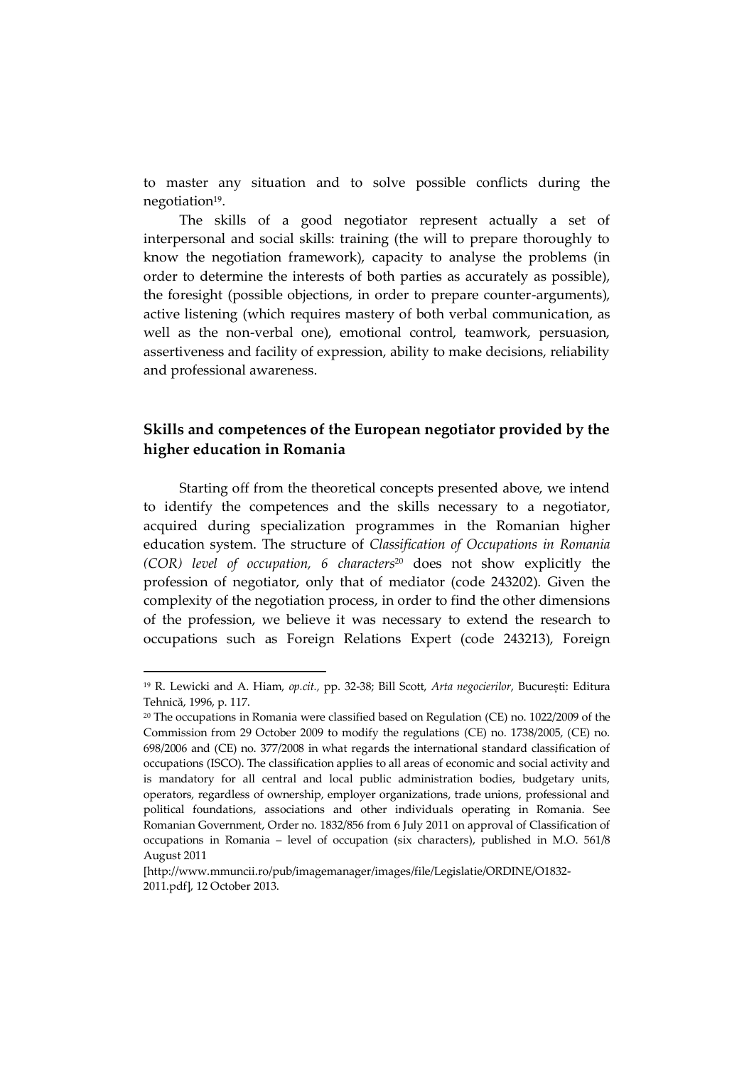to master any situation and to solve possible conflicts during the negotiation[19].

The skills of a good negotiator represent actually a set of interpersonal and social skills: training (the will to prepare thoroughly to know the negotiation framework), capacity to analyse the problems (in order to determine the interests of both parties as accurately as possible), the foresight (possible objections, in order to prepare counter-arguments), active listening (which requires mastery of both verbal communication, as well as the non-verbal one), emotional control, teamwork, persuasion, assertiveness and facility of expression, ability to make decisions, reliability and professional awareness.

## Skills and competences of the European negotiator provided by the higher education in Romania

Starting off from the theoretical concepts presented above, we intend to identify the competences and the skills necessary to a negotiator, acquired during specialization programmes in the Romanian higher education system. The structure of *Classification of Occupations in Romania (COR) level of occupation, 6 characters*[20] does not show explicitly the profession of negotiator, only that of mediator (code 243202). Given the complexity of the negotiation process, in order to find the other dimensions of the profession, we believe it was necessary to extend the research to occupations such as Foreign Relations Expert (code 243213), Foreign

---

[19] R. Lewicki and A. Hiam, *op.cit.*, pp. 32-38; Bill Scott, *Arta negocierilor*, București: Editura Tehnică, 1996, p. 117.

[20] The occupations in Romania were classified based on Regulation (CE) no. 1022/2009 of the Commission from 29 October 2009 to modify the regulations (CE) no. 1738/2005, (CE) no. 698/2006 and (CE) no. 377/2008 in what regards the international standard classification of occupations (ISCO). The classification applies to all areas of economic and social activity and is mandatory for all central and local public administration bodies, budgetary units, operators, regardless of ownership, employer organizations, trade unions, professional and political foundations, associations and other individuals operating in Romania. See Romanian Government, Order no. 1832/856 from 6 July 2011 on approval of Classification of occupations in Romania – level of occupation (six characters), published in M.O. 561/8 August 2011 [http://www.mmuncii.ro/pub/imagemanager/images/file/Legislatie/ORDINE/O1832-2011.pdf], 12 October 2013.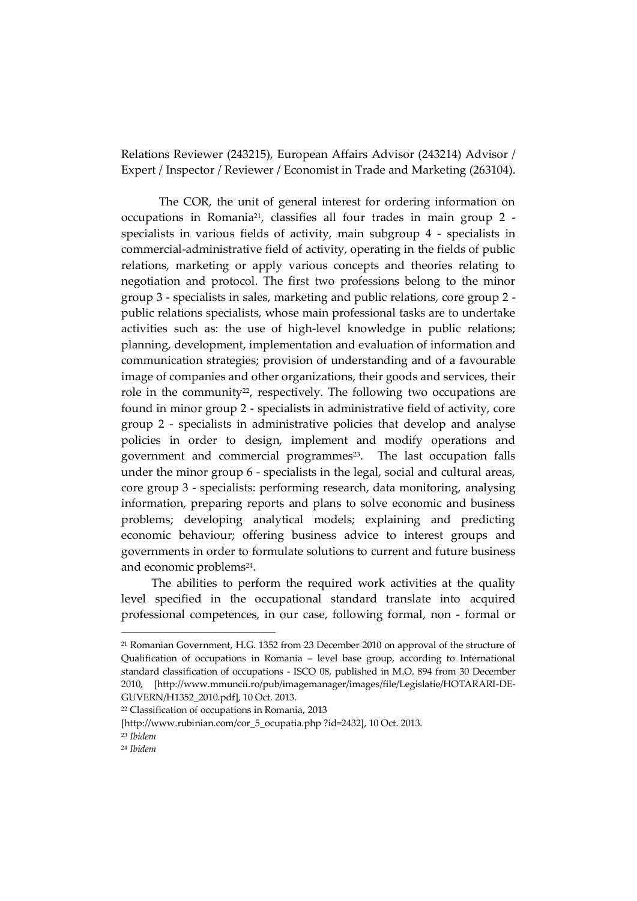Relations Reviewer (243215), European Affairs Advisor (243214) Advisor / Expert / Inspector / Reviewer / Economist in Trade and Marketing (263104).

The COR, the unit of general interest for ordering information on occupations in Romania[21], classifies all four trades in main group 2 - specialists in various fields of activity, main subgroup 4 - specialists in commercial-administrative field of activity, operating in the fields of public relations, marketing or apply various concepts and theories relating to negotiation and protocol. The first two professions belong to the minor group 3 - specialists in sales, marketing and public relations, core group 2 - public relations specialists, whose main professional tasks are to undertake activities such as: the use of high-level knowledge in public relations; planning, development, implementation and evaluation of information and communication strategies; provision of understanding and of a favourable image of companies and other organizations, their goods and services, their role in the community[22], respectively. The following two occupations are found in minor group 2 - specialists in administrative field of activity, core group 2 - specialists in administrative policies that develop and analyse policies in order to design, implement and modify operations and government and commercial programmes[23]. The last occupation falls under the minor group 6 - specialists in the legal, social and cultural areas, core group 3 - specialists: performing research, data monitoring, analysing information, preparing reports and plans to solve economic and business problems; developing analytical models; explaining and predicting economic behaviour; offering business advice to interest groups and governments in order to formulate solutions to current and future business and economic problems[24].

The abilities to perform the required work activities at the quality level specified in the occupational standard translate into acquired professional competences, in our case, following formal, non - formal or

---

[21] Romanian Government, H.G. 1352 from 23 December 2010 on approval of the structure of Qualification of occupations in Romania – level base group, according to International standard classification of occupations - ISCO 08, published in M.O. 894 from 30 December 2010, [http://www.mmuncii.ro/pub/imagemanager/images/file/Legislatie/HOTARARI-DE-GUVERN/H1352_2010.pdf], 10 Oct. 2013.

[22] Classification of occupations in Romania, 2013 [http://www.rubinian.com/cor_5_ocupatia.php ?id=2432], 10 Oct. 2013.

[23] *Ibidem*

[24] *Ibidem*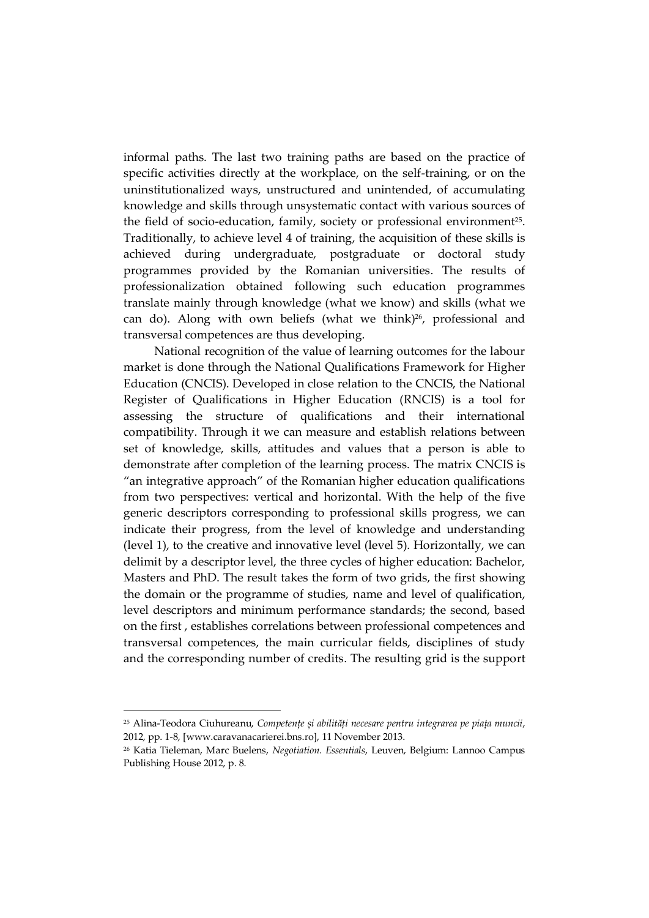informal paths. The last two training paths are based on the practice of specific activities directly at the workplace, on the self-training, or on the uninstitutionalized ways, unstructured and unintended, of accumulating knowledge and skills through unsystematic contact with various sources of the field of socio-education, family, society or professional environment[25]. Traditionally, to achieve level 4 of training, the acquisition of these skills is achieved during undergraduate, postgraduate or doctoral study programmes provided by the Romanian universities. The results of professionalization obtained following such education programmes translate mainly through knowledge (what we know) and skills (what we can do). Along with own beliefs (what we think)[26], professional and transversal competences are thus developing.

National recognition of the value of learning outcomes for the labour market is done through the National Qualifications Framework for Higher Education (CNCIS). Developed in close relation to the CNCIS, the National Register of Qualifications in Higher Education (RNCIS) is a tool for assessing the structure of qualifications and their international compatibility. Through it we can measure and establish relations between set of knowledge, skills, attitudes and values that a person is able to demonstrate after completion of the learning process. The matrix CNCIS is "an integrative approach" of the Romanian higher education qualifications from two perspectives: vertical and horizontal. With the help of the five generic descriptors corresponding to professional skills progress, we can indicate their progress, from the level of knowledge and understanding (level 1), to the creative and innovative level (level 5). Horizontally, we can delimit by a descriptor level, the three cycles of higher education: Bachelor, Masters and PhD. The result takes the form of two grids, the first showing the domain or the programme of studies, name and level of qualification, level descriptors and minimum performance standards; the second, based on the first , establishes correlations between professional competences and transversal competences, the main curricular fields, disciplines of study and the corresponding number of credits. The resulting grid is the support

---

[25] Alina-Teodora Ciuhureanu, *Competențe și abilități necesare pentru integrarea pe piața muncii*, 2012, pp. 1-8, [www.caravanacarierei.bns.ro], 11 November 2013.

[26] Katia Tieleman, Marc Buelens, *Negotiation. Essentials*, Leuven, Belgium: Lannoo Campus Publishing House 2012, p. 8.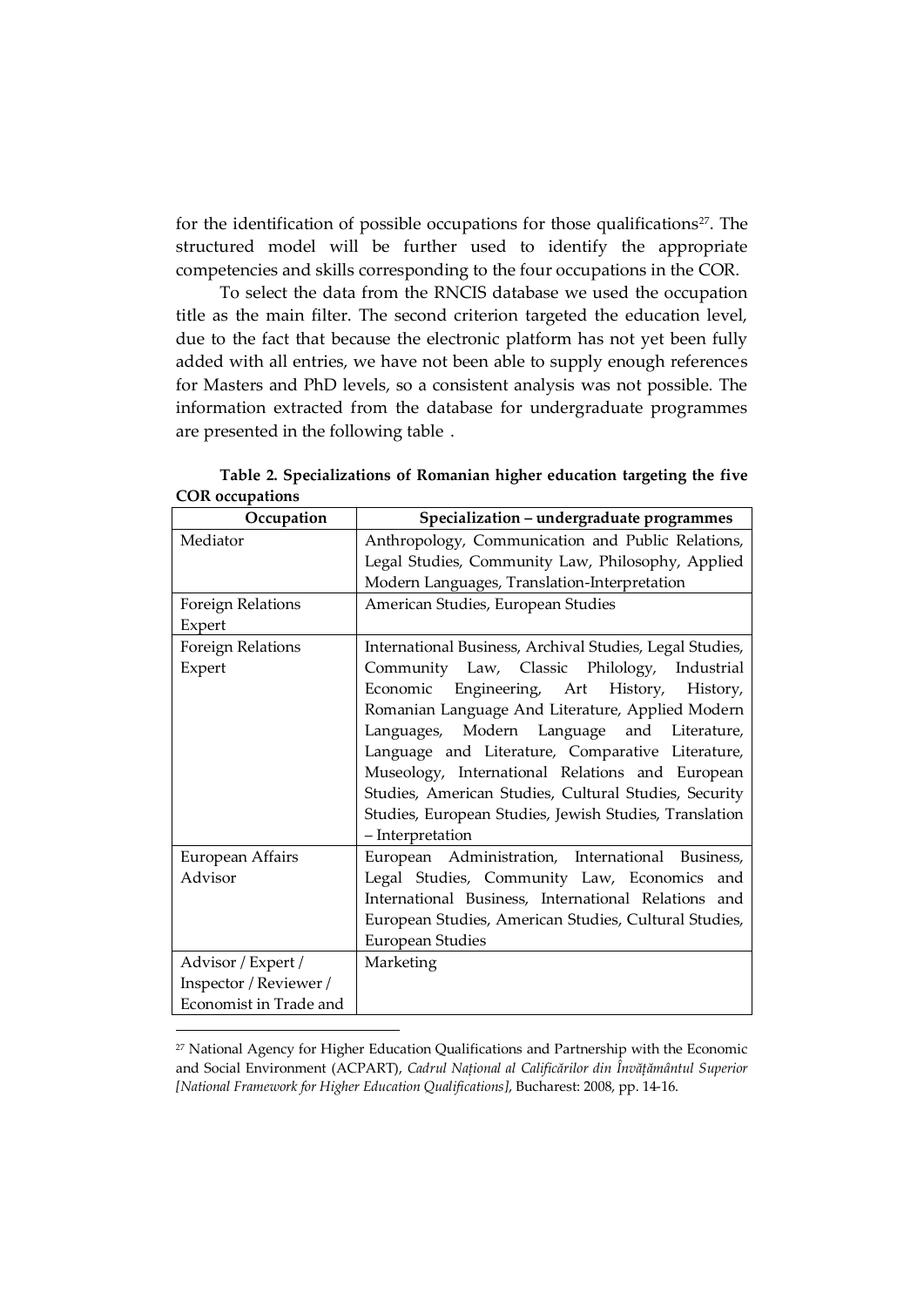for the identification of possible occupations for those qualifications[27]. The structured model will be further used to identify the appropriate competencies and skills corresponding to the four occupations in the COR.

To select the data from the RNCIS database we used the occupation title as the main filter. The second criterion targeted the education level, due to the fact that because the electronic platform has not yet been fully added with all entries, we have not been able to supply enough references for Masters and PhD levels, so a consistent analysis was not possible. The information extracted from the database for undergraduate programmes are presented in the following table .

**Table 2. Specializations of Romanian higher education targeting the five COR occupations**

| Occupation | Specialization – undergraduate programmes |
|---|---|
| Mediator | Anthropology, Communication and Public Relations, Legal Studies, Community Law, Philosophy, Applied Modern Languages, Translation-Interpretation |
| Foreign Relations Expert | American Studies, European Studies |
| Foreign Relations Expert | International Business, Archival Studies, Legal Studies, Community Law, Classic Philology, Industrial Economic Engineering, Art History, History, Romanian Language And Literature, Applied Modern Languages, Modern Language and Literature, Language and Literature, Comparative Literature, Museology, International Relations and European Studies, American Studies, Cultural Studies, Security Studies, European Studies, Jewish Studies, Translation – Interpretation |
| European Affairs Advisor | European Administration, International Business, Legal Studies, Community Law, Economics and International Business, International Relations and European Studies, American Studies, Cultural Studies, European Studies |
| Advisor / Expert / Inspector / Reviewer / Economist in Trade and | Marketing |

[27] National Agency for Higher Education Qualifications and Partnership with the Economic and Social Environment (ACPART), *Cadrul Național al Calificărilor din Învățământul Superior [National Framework for Higher Education Qualifications]*, Bucharest: 2008, pp. 14-16.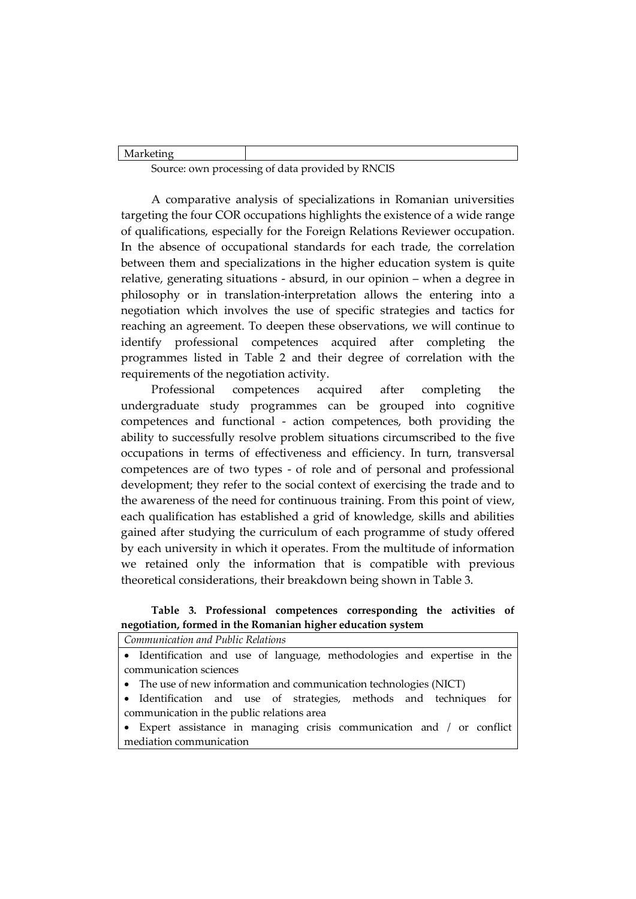| Marketing | |
|---|---|

Source: own processing of data provided by RNCIS

A comparative analysis of specializations in Romanian universities targeting the four COR occupations highlights the existence of a wide range of qualifications, especially for the Foreign Relations Reviewer occupation. In the absence of occupational standards for each trade, the correlation between them and specializations in the higher education system is quite relative, generating situations - absurd, in our opinion – when a degree in philosophy or in translation-interpretation allows the entering into a negotiation which involves the use of specific strategies and tactics for reaching an agreement. To deepen these observations, we will continue to identify professional competences acquired after completing the programmes listed in Table 2 and their degree of correlation with the requirements of the negotiation activity.

Professional competences acquired after completing the undergraduate study programmes can be grouped into cognitive competences and functional - action competences, both providing the ability to successfully resolve problem situations circumscribed to the five occupations in terms of effectiveness and efficiency. In turn, transversal competences are of two types - of role and of personal and professional development; they refer to the social context of exercising the trade and to the awareness of the need for continuous training. From this point of view, each qualification has established a grid of knowledge, skills and abilities gained after studying the curriculum of each programme of study offered by each university in which it operates. From the multitude of information we retained only the information that is compatible with previous theoretical considerations, their breakdown being shown in Table 3.

**Table 3. Professional competences corresponding the activities of negotiation, formed in the Romanian higher education system**

| *Communication and Public Relations* |
|---|
| • Identification and use of language, methodologies and expertise in the communication sciences<br>• The use of new information and communication technologies (NICT)<br>• Identification and use of strategies, methods and techniques for communication in the public relations area<br>• Expert assistance in managing crisis communication and / or conflict mediation communication |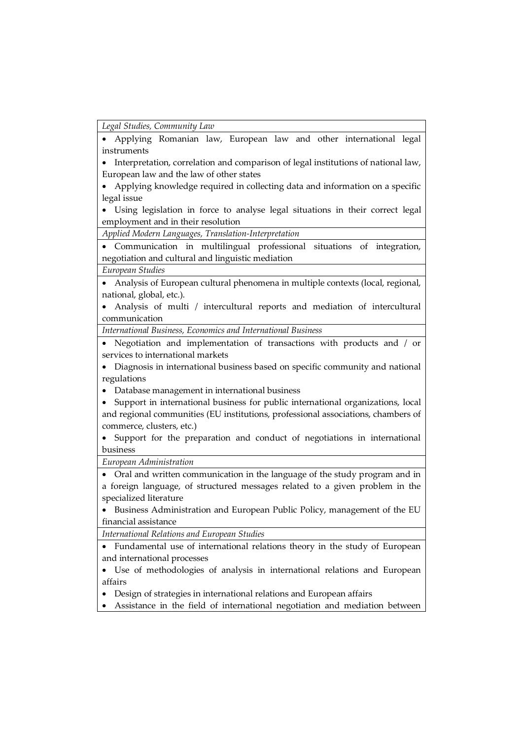| *Legal Studies, Community Law* |
|---|
| • Applying Romanian law, European law and other international legal instruments<br>• Interpretation, correlation and comparison of legal institutions of national law, European law and the law of other states<br>• Applying knowledge required in collecting data and information on a specific legal issue<br>• Using legislation in force to analyse legal situations in their correct legal employment and in their resolution |
| *Applied Modern Languages, Translation-Interpretation* |
| • Communication in multilingual professional situations of integration, negotiation and cultural and linguistic mediation |
| *European Studies* |
| • Analysis of European cultural phenomena in multiple contexts (local, regional, national, global, etc.).<br>• Analysis of multi / intercultural reports and mediation of intercultural communication |
| *International Business, Economics and International Business* |
| • Negotiation and implementation of transactions with products and / or services to international markets<br>• Diagnosis in international business based on specific community and national regulations<br>• Database management in international business<br>• Support in international business for public international organizations, local and regional communities (EU institutions, professional associations, chambers of commerce, clusters, etc.)<br>• Support for the preparation and conduct of negotiations in international business |
| *European Administration* |
| • Oral and written communication in the language of the study program and in a foreign language, of structured messages related to a given problem in the specialized literature<br>• Business Administration and European Public Policy, management of the EU financial assistance |
| *International Relations and European Studies* |
| • Fundamental use of international relations theory in the study of European and international processes<br>• Use of methodologies of analysis in international relations and European affairs<br>• Design of strategies in international relations and European affairs<br>• Assistance in the field of international negotiation and mediation between |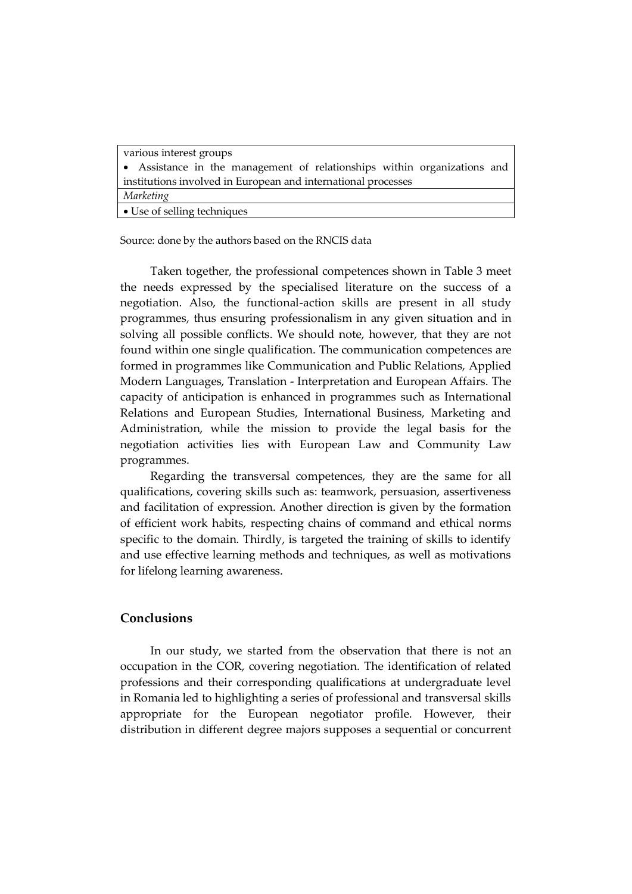| various interest groups<br>• Assistance in the management of relationships within organizations and institutions involved in European and international processes |
| --- |
| *Marketing* |
| • Use of selling techniques |

Source: done by the authors based on the RNCIS data

Taken together, the professional competences shown in Table 3 meet the needs expressed by the specialised literature on the success of a negotiation. Also, the functional-action skills are present in all study programmes, thus ensuring professionalism in any given situation and in solving all possible conflicts. We should note, however, that they are not found within one single qualification. The communication competences are formed in programmes like Communication and Public Relations, Applied Modern Languages, Translation - Interpretation and European Affairs. The capacity of anticipation is enhanced in programmes such as International Relations and European Studies, International Business, Marketing and Administration, while the mission to provide the legal basis for the negotiation activities lies with European Law and Community Law programmes.

Regarding the transversal competences, they are the same for all qualifications, covering skills such as: teamwork, persuasion, assertiveness and facilitation of expression. Another direction is given by the formation of efficient work habits, respecting chains of command and ethical norms specific to the domain. Thirdly, is targeted the training of skills to identify and use effective learning methods and techniques, as well as motivations for lifelong learning awareness.

## Conclusions

In our study, we started from the observation that there is not an occupation in the COR, covering negotiation. The identification of related professions and their corresponding qualifications at undergraduate level in Romania led to highlighting a series of professional and transversal skills appropriate for the European negotiator profile. However, their distribution in different degree majors supposes a sequential or concurrent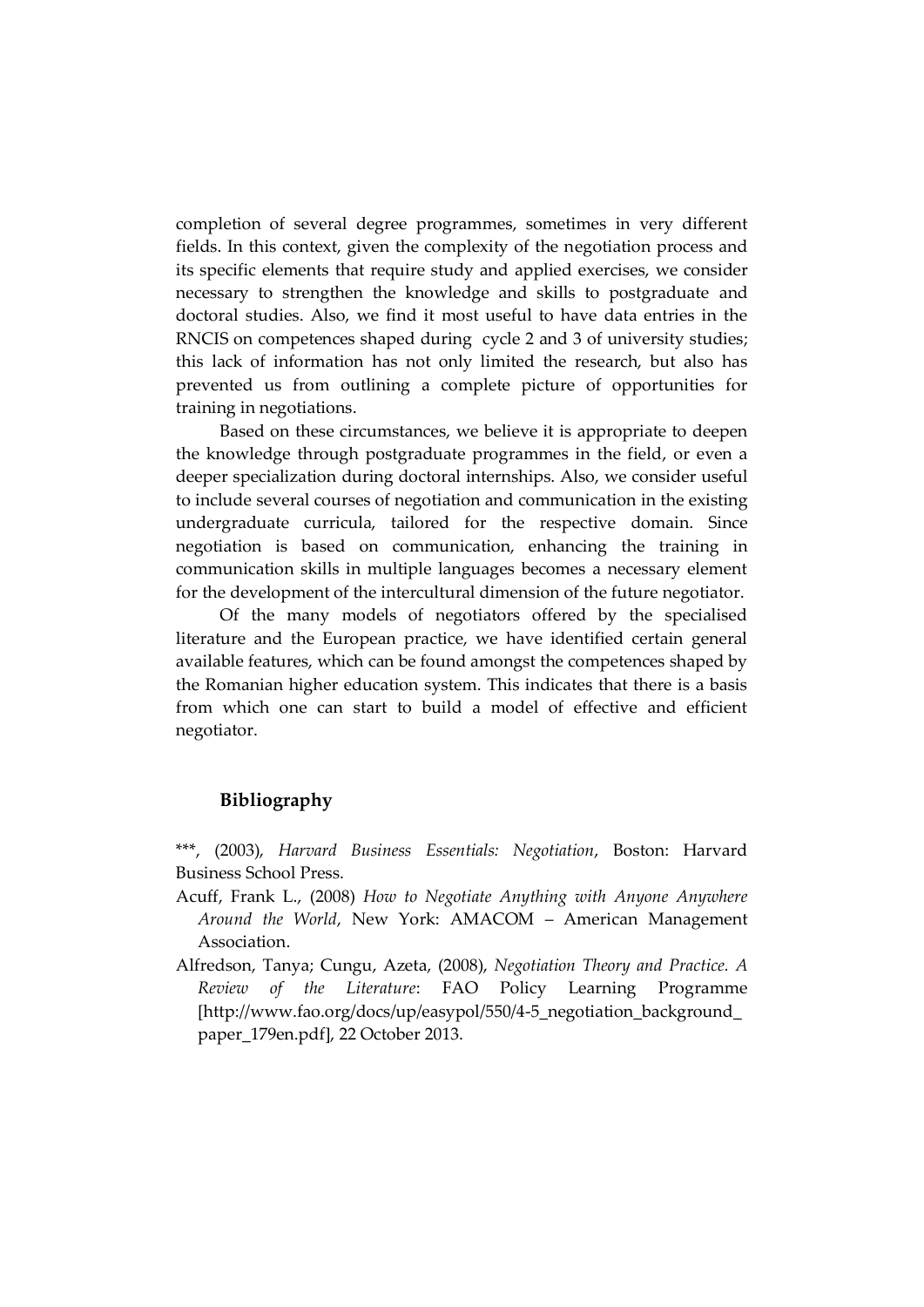completion of several degree programmes, sometimes in very different fields. In this context, given the complexity of the negotiation process and its specific elements that require study and applied exercises, we consider necessary to strengthen the knowledge and skills to postgraduate and doctoral studies. Also, we find it most useful to have data entries in the RNCIS on competences shaped during cycle 2 and 3 of university studies; this lack of information has not only limited the research, but also has prevented us from outlining a complete picture of opportunities for training in negotiations.

Based on these circumstances, we believe it is appropriate to deepen the knowledge through postgraduate programmes in the field, or even a deeper specialization during doctoral internships. Also, we consider useful to include several courses of negotiation and communication in the existing undergraduate curricula, tailored for the respective domain. Since negotiation is based on communication, enhancing the training in communication skills in multiple languages becomes a necessary element for the development of the intercultural dimension of the future negotiator.

Of the many models of negotiators offered by the specialised literature and the European practice, we have identified certain general available features, which can be found amongst the competences shaped by the Romanian higher education system. This indicates that there is a basis from which one can start to build a model of effective and efficient negotiator.

## Bibliography

***, (2003), *Harvard Business Essentials: Negotiation*, Boston: Harvard Business School Press.

Acuff, Frank L., (2008) *How to Negotiate Anything with Anyone Anywhere Around the World*, New York: AMACOM – American Management Association.

Alfredson, Tanya; Cungu, Azeta, (2008), *Negotiation Theory and Practice. A Review of the Literature*: FAO Policy Learning Programme [http://www.fao.org/docs/up/easypol/550/4-5_negotiation_background_paper_179en.pdf], 22 October 2013.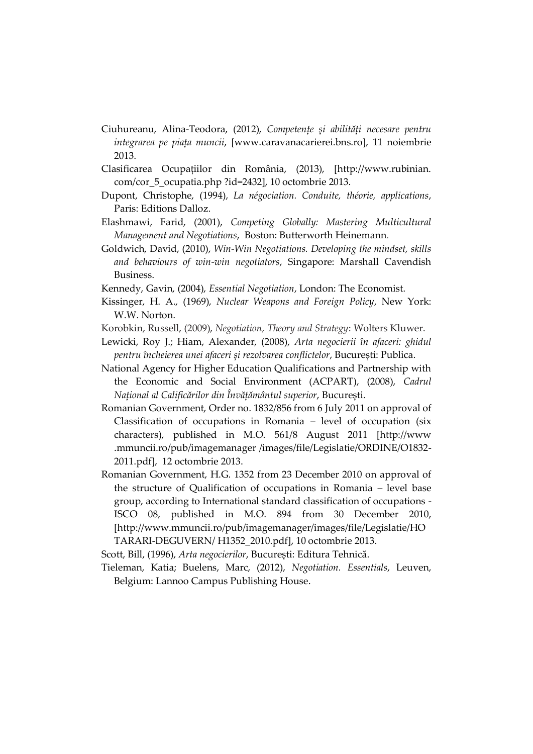Ciuhureanu, Alina-Teodora, (2012), *Competențe și abilități necesare pentru integrarea pe piața muncii*, [www.caravanacarierei.bns.ro], 11 noiembrie 2013.

Clasificarea Ocupațiilor din România, (2013), [http://www.rubinian.com/cor_5_ocupatia.php ?id=2432], 10 octombrie 2013.

Dupont, Christophe, (1994), *La négociation. Conduite, théorie, applications*, Paris: Editions Dalloz.

Elashmawi, Farid, (2001), *Competing Globally: Mastering Multicultural Management and Negotiations*, Boston: Butterworth Heinemann.

Goldwich, David, (2010), *Win-Win Negotiations. Developing the mindset, skills and behaviours of win-win negotiators*, Singapore: Marshall Cavendish Business.

Kennedy, Gavin, (2004), *Essential Negotiation*, London: The Economist.

Kissinger, H. A., (1969), *Nuclear Weapons and Foreign Policy*, New York: W.W. Norton.

Korobkin, Russell, (2009), *Negotiation, Theory and Strategy*: Wolters Kluwer.

Lewicki, Roy J.; Hiam, Alexander, (2008), *Arta negocierii în afaceri: ghidul pentru încheierea unei afaceri și rezolvarea conflictelor*, București: Publica.

National Agency for Higher Education Qualifications and Partnership with the Economic and Social Environment (ACPART), (2008), *Cadrul Național al Calificărilor din Învățământul superior*, București.

Romanian Government, Order no. 1832/856 from 6 July 2011 on approval of Classification of occupations in Romania – level of occupation (six characters), published in M.O. 561/8 August 2011 [http://www .mmuncii.ro/pub/imagemanager /images/file/Legislatie/ORDINE/O1832-2011.pdf], 12 octombrie 2013.

Romanian Government, H.G. 1352 from 23 December 2010 on approval of the structure of Qualification of occupations in Romania – level base group, according to International standard classification of occupations - ISCO 08, published in M.O. 894 from 30 December 2010, [http://www.mmuncii.ro/pub/imagemanager/images/file/Legislatie/HOTARARI-DEGUVERN/ H1352_2010.pdf], 10 octombrie 2013.

Scott, Bill, (1996), *Arta negocierilor*, București: Editura Tehnică.

Tieleman, Katia; Buelens, Marc, (2012), *Negotiation. Essentials*, Leuven, Belgium: Lannoo Campus Publishing House.